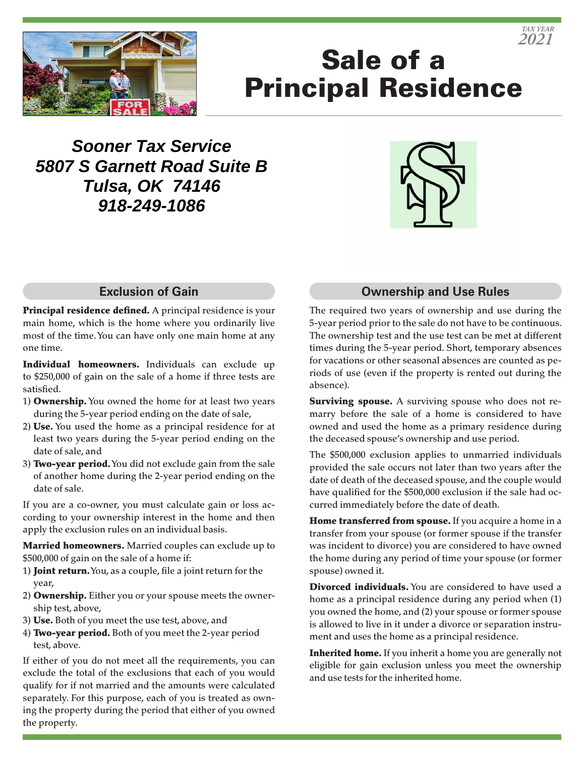TAX YEAR 2021

# Sale of a Principal Residence

***Sooner Tax Service***
***5807 S Garnett Road Suite B***
***Tulsa, OK 74146***
***918-249-1086***

## Exclusion of Gain

**Principal residence defined.** A principal residence is your main home, which is the home where you ordinarily live most of the time. You can have only one main home at any one time.

**Individual homeowners.** Individuals can exclude up to $250,000 of gain on the sale of a home if three tests are satisfied.

1) **Ownership.** You owned the home for at least two years during the 5-year period ending on the date of sale,
2) **Use.** You used the home as a principal residence for at least two years during the 5-year period ending on the date of sale, and
3) **Two-year period.** You did not exclude gain from the sale of another home during the 2-year period ending on the date of sale.

If you are a co-owner, you must calculate gain or loss according to your ownership interest in the home and then apply the exclusion rules on an individual basis.

**Married homeowners.** Married couples can exclude up to $500,000 of gain on the sale of a home if:

1) **Joint return.** You, as a couple, file a joint return for the year,
2) **Ownership.** Either you or your spouse meets the ownership test, above,
3) **Use.** Both of you meet the use test, above, and
4) **Two-year period.** Both of you meet the 2-year period test, above.

If either of you do not meet all the requirements, you can exclude the total of the exclusions that each of you would qualify for if not married and the amounts were calculated separately. For this purpose, each of you is treated as owning the property during the period that either of you owned the property.

## Ownership and Use Rules

The required two years of ownership and use during the 5-year period prior to the sale do not have to be continuous. The ownership test and the use test can be met at different times during the 5-year period. Short, temporary absences for vacations or other seasonal absences are counted as periods of use (even if the property is rented out during the absence).

**Surviving spouse.** A surviving spouse who does not remarry before the sale of a home is considered to have owned and used the home as a primary residence during the deceased spouse's ownership and use period.

The $500,000 exclusion applies to unmarried individuals provided the sale occurs not later than two years after the date of death of the deceased spouse, and the couple would have qualified for the $500,000 exclusion if the sale had occurred immediately before the date of death.

**Home transferred from spouse.** If you acquire a home in a transfer from your spouse (or former spouse if the transfer was incident to divorce) you are considered to have owned the home during any period of time your spouse (or former spouse) owned it.

**Divorced individuals.** You are considered to have used a home as a principal residence during any period when (1) you owned the home, and (2) your spouse or former spouse is allowed to live in it under a divorce or separation instrument and uses the home as a principal residence.

**Inherited home.** If you inherit a home you are generally not eligible for gain exclusion unless you meet the ownership and use tests for the inherited home.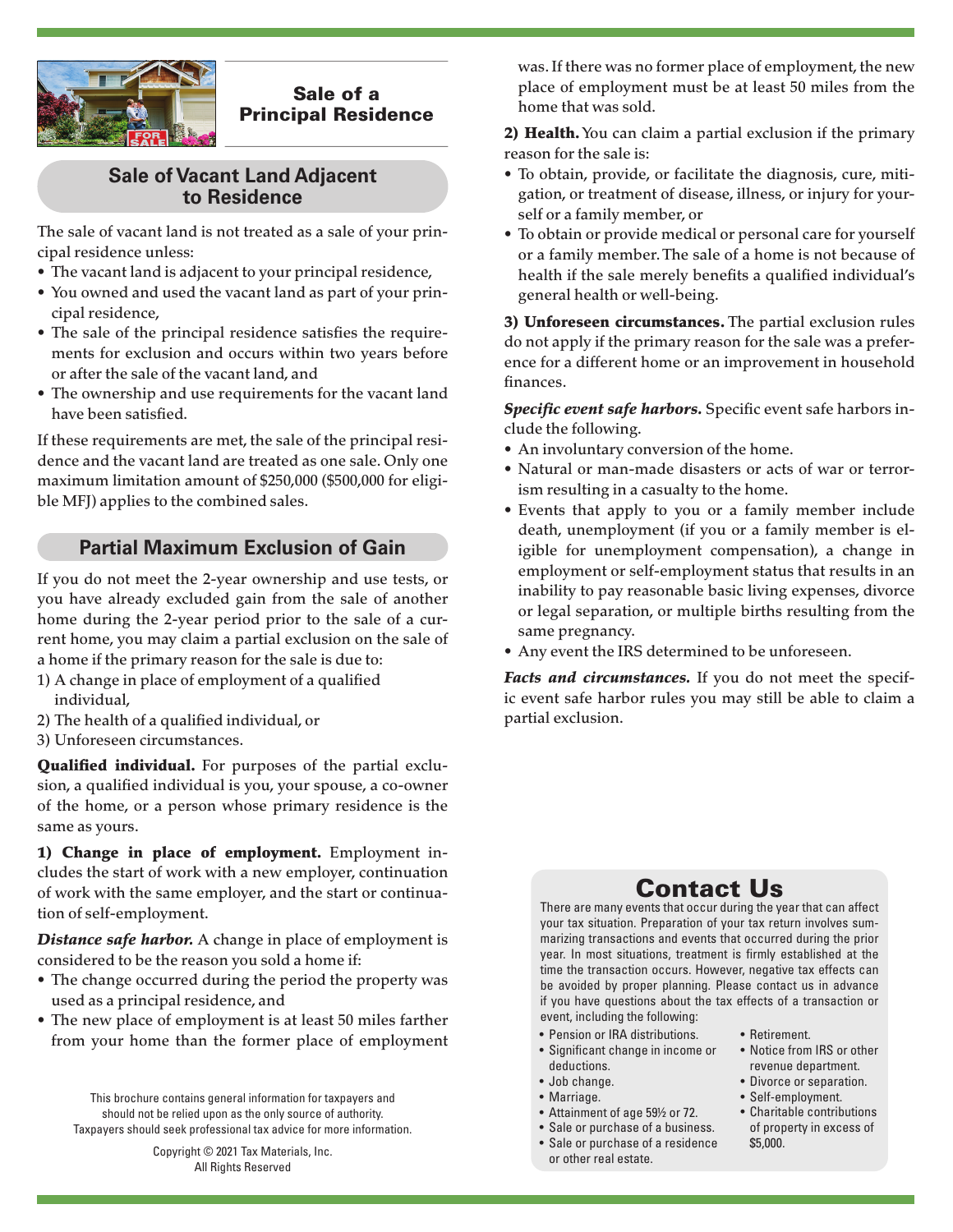# Sale of a Principal Residence

## Sale of Vacant Land Adjacent to Residence

The sale of vacant land is not treated as a sale of your principal residence unless:

- The vacant land is adjacent to your principal residence,
- You owned and used the vacant land as part of your principal residence,
- The sale of the principal residence satisfies the requirements for exclusion and occurs within two years before or after the sale of the vacant land, and
- The ownership and use requirements for the vacant land have been satisfied.

If these requirements are met, the sale of the principal residence and the vacant land are treated as one sale. Only one maximum limitation amount of $250,000 ($500,000 for eligible MFJ) applies to the combined sales.

## Partial Maximum Exclusion of Gain

If you do not meet the 2-year ownership and use tests, or you have already excluded gain from the sale of another home during the 2-year period prior to the sale of a current home, you may claim a partial exclusion on the sale of a home if the primary reason for the sale is due to:

1) A change in place of employment of a qualified individual,
2) The health of a qualified individual, or
3) Unforeseen circumstances.

**Qualified individual.** For purposes of the partial exclusion, a qualified individual is you, your spouse, a co-owner of the home, or a person whose primary residence is the same as yours.

**1) Change in place of employment.** Employment includes the start of work with a new employer, continuation of work with the same employer, and the start or continuation of self-employment.

***Distance safe harbor.*** A change in place of employment is considered to be the reason you sold a home if:

- The change occurred during the period the property was used as a principal residence, and
- The new place of employment is at least 50 miles farther from your home than the former place of employment was. If there was no former place of employment, the new place of employment must be at least 50 miles from the home that was sold.

**2) Health.** You can claim a partial exclusion if the primary reason for the sale is:

- To obtain, provide, or facilitate the diagnosis, cure, mitigation, or treatment of disease, illness, or injury for yourself or a family member, or
- To obtain or provide medical or personal care for yourself or a family member. The sale of a home is not because of health if the sale merely benefits a qualified individual's general health or well-being.

**3) Unforeseen circumstances.** The partial exclusion rules do not apply if the primary reason for the sale was a preference for a different home or an improvement in household finances.

***Specific event safe harbors.*** Specific event safe harbors include the following.

- An involuntary conversion of the home.
- Natural or man-made disasters or acts of war or terrorism resulting in a casualty to the home.
- Events that apply to you or a family member include death, unemployment (if you or a family member is eligible for unemployment compensation), a change in employment or self-employment status that results in an inability to pay reasonable basic living expenses, divorce or legal separation, or multiple births resulting from the same pregnancy.
- Any event the IRS determined to be unforeseen.

***Facts and circumstances.*** If you do not meet the specific event safe harbor rules you may still be able to claim a partial exclusion.

## Contact Us

There are many events that occur during the year that can affect your tax situation. Preparation of your tax return involves summarizing transactions and events that occurred during the prior year. In most situations, treatment is firmly established at the time the transaction occurs. However, negative tax effects can be avoided by proper planning. Please contact us in advance if you have questions about the tax effects of a transaction or event, including the following:

- Pension or IRA distributions.
- Significant change in income or deductions.
- Job change.
- Marriage.
- Attainment of age 59½ or 72.
- Sale or purchase of a business.
- Sale or purchase of a residence or other real estate.
- Retirement.
- Notice from IRS or other revenue department.
- Divorce or separation.
- Self-employment.
- Charitable contributions of property in excess of $5,000.

This brochure contains general information for taxpayers and should not be relied upon as the only source of authority. Taxpayers should seek professional tax advice for more information.

Copyright © 2021 Tax Materials, Inc. All Rights Reserved